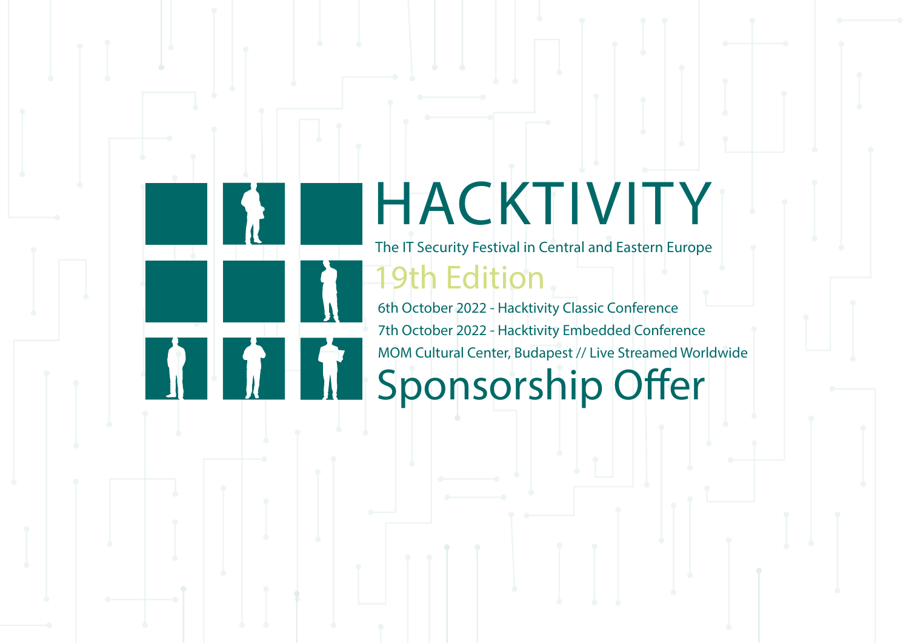# HACKTIVITY

The IT Security Festival in Central and Eastern Europe

## 19th Edition

6th October 2022 - Hacktivity Classic Conference

7th October 2022 - Hacktivity Embedded Conference

MOM Cultural Center, Budapest // Live Streamed Worldwide

# Sponsorship Offer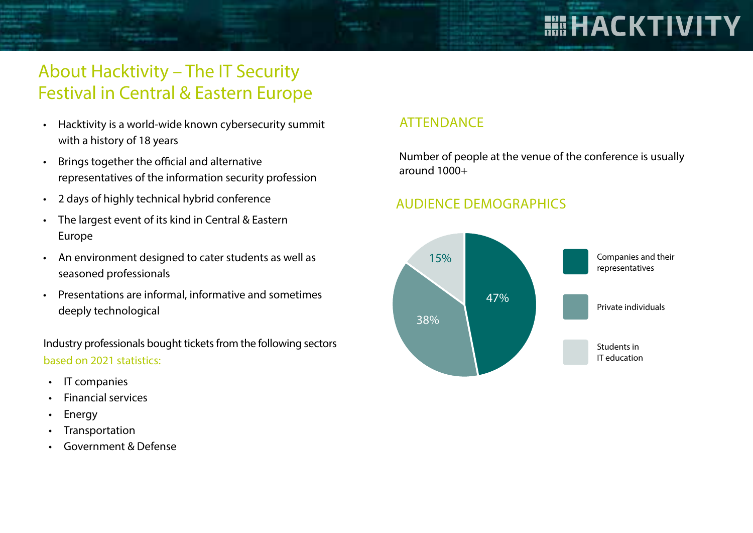# About Hacktivity – The IT Security Festival in Central & Eastern Europe

- Hacktivity is a world-wide known cybersecurity summit with a history of 18 years
- Brings together the official and alternative representatives of the information security profession
- 2 days of highly technical hybrid conference
- The largest event of its kind in Central & Eastern Europe
- An environment designed to cater students as well as seasoned professionals
- Presentations are informal, informative and sometimes deeply technological

Industry professionals bought tickets from the following sectors based on 2021 statistics:

- IT companies
- Financial services
- Energy
- Transportation
- Government & Defense

## ATTENDANCE

Number of people at the venue of the conference is usually around 1000+

## AUDIENCE DEMOGRAPHICS

- Companies and their representatives: 47%
- Private individuals: 38%
- Students in IT education: 15%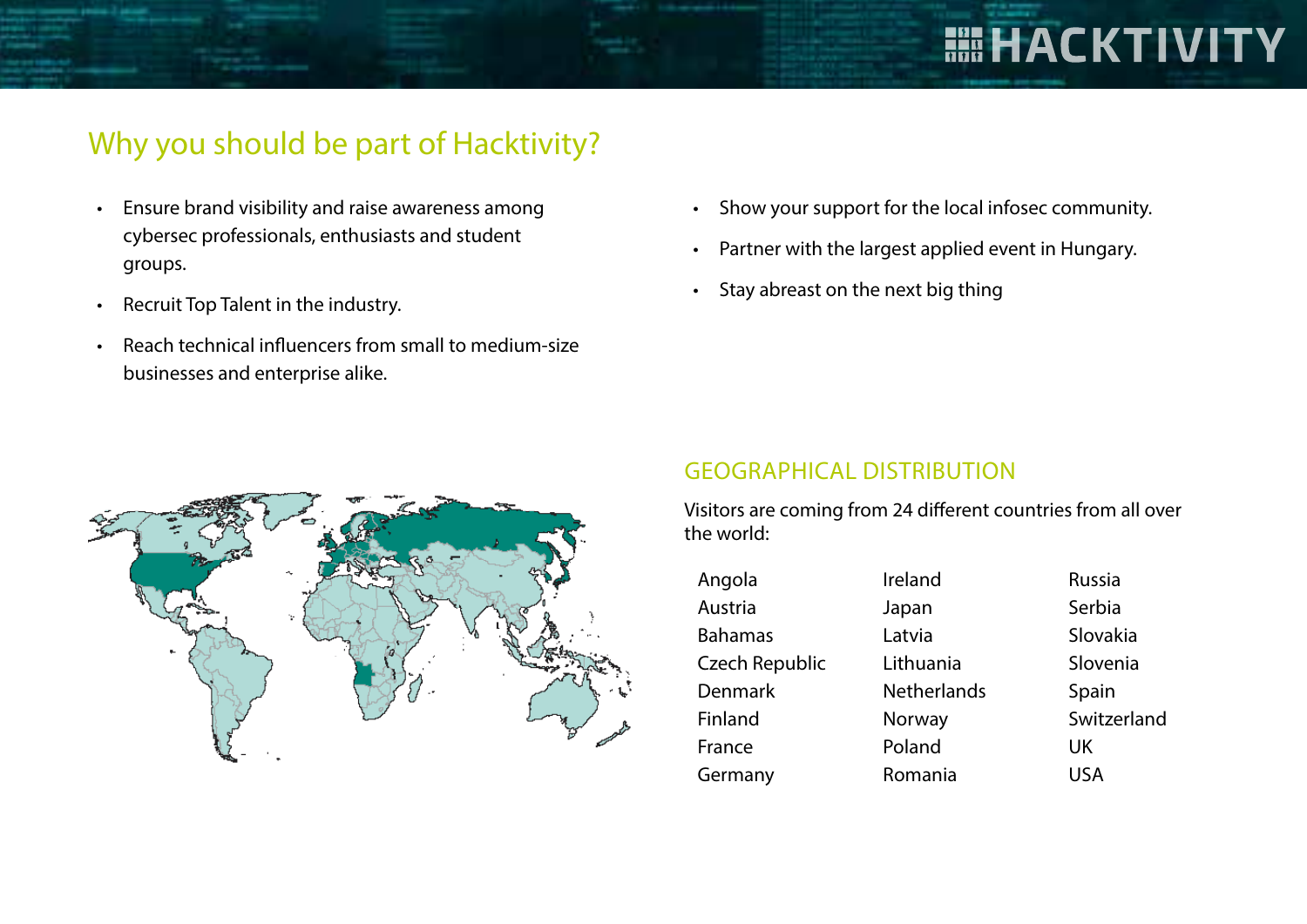## Why you should be part of Hacktivity?

- Ensure brand visibility and raise awareness among cybersec professionals, enthusiasts and student groups.
- Recruit Top Talent in the industry.
- Reach technical influencers from small to medium-size businesses and enterprise alike.
- Show your support for the local infosec community.
- Partner with the largest applied event in Hungary.
- Stay abreast on the next big thing

### GEOGRAPHICAL DISTRIBUTION

Visitors are coming from 24 different countries from all over the world:

| | | |
|---|---|---|
| Angola | Ireland | Russia |
| Austria | Japan | Serbia |
| Bahamas | Latvia | Slovakia |
| Czech Republic | Lithuania | Slovenia |
| Denmark | Netherlands | Spain |
| Finland | Norway | Switzerland |
| France | Poland | UK |
| Germany | Romania | USA |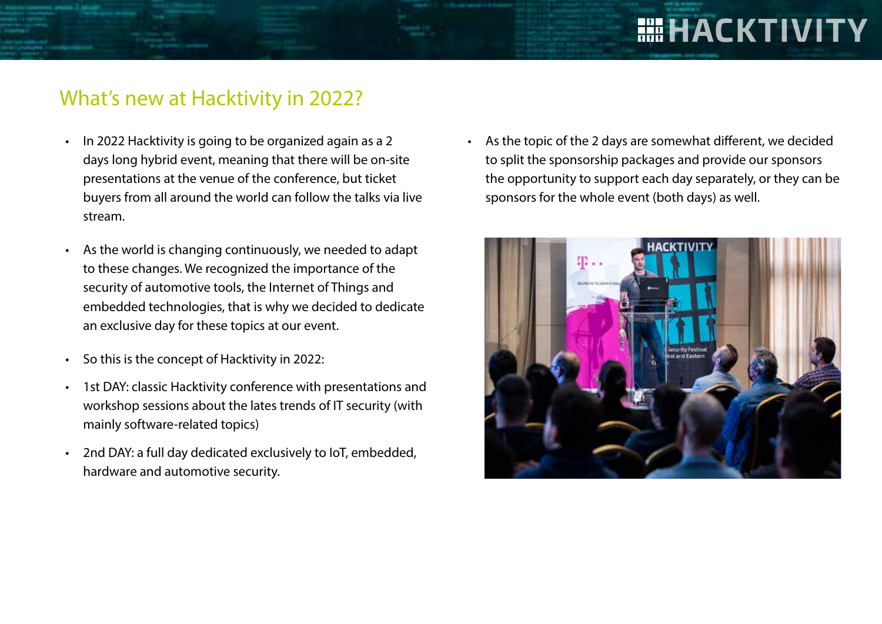## What's new at Hacktivity in 2022?

- In 2022 Hacktivity is going to be organized again as a 2 days long hybrid event, meaning that there will be on-site presentations at the venue of the conference, but ticket buyers from all around the world can follow the talks via live stream.
- As the world is changing continuously, we needed to adapt to these changes. We recognized the importance of the security of automotive tools, the Internet of Things and embedded technologies, that is why we decided to dedicate an exclusive day for these topics at our event.
- So this is the concept of Hacktivity in 2022:
- 1st DAY: classic Hacktivity conference with presentations and workshop sessions about the lates trends of IT security (with mainly software-related topics)
- 2nd DAY: a full day dedicated exclusively to IoT, embedded, hardware and automotive security.
- As the topic of the 2 days are somewhat different, we decided to split the sponsorship packages and provide our sponsors the opportunity to support each day separately, or they can be sponsors for the whole event (both days) as well.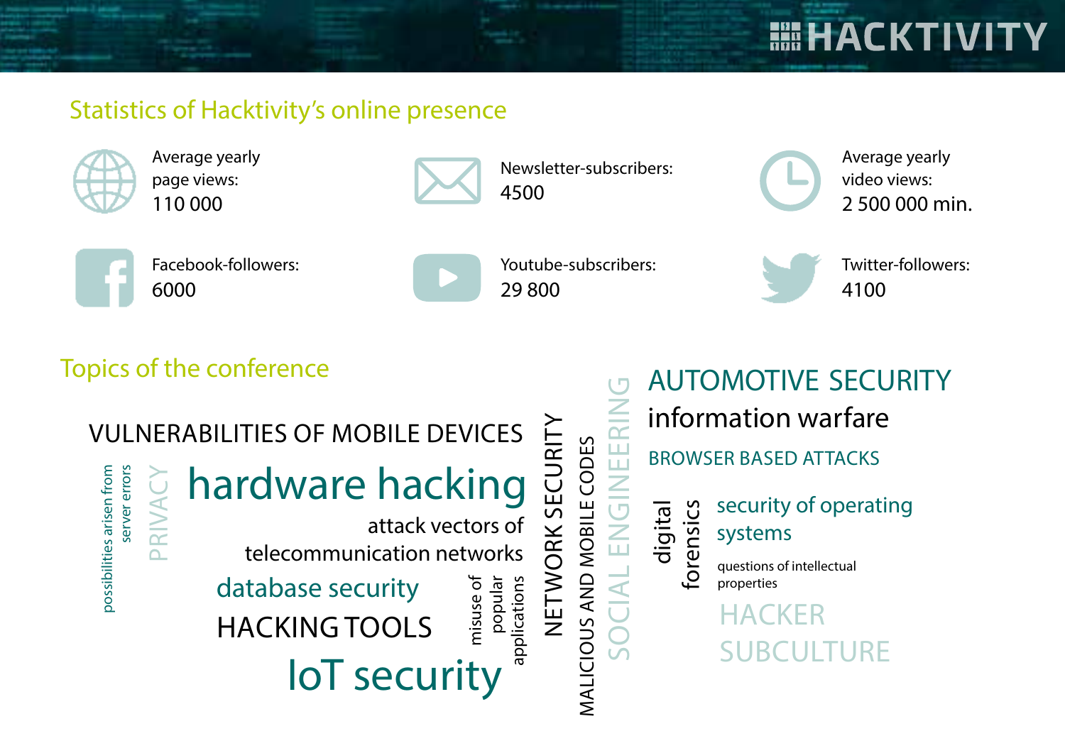HACKTIVITY

## Statistics of Hacktivity's online presence

- Average yearly page views: 110 000
- Newsletter-subscribers: 4500
- Average yearly video views: 2 500 000 min.
- Facebook-followers: 6000
- Youtube-subscribers: 29 800
- Twitter-followers: 4100

## Topics of the conference

- VULNERABILITIES OF MOBILE DEVICES
- possibilities arisen from server errors
- PRIVACY
- hardware hacking
- attack vectors of telecommunication networks
- database security
- HACKING TOOLS
- misuse of popular applications
- IoT security
- NETWORK SECURITY
- MALICIOUS AND MOBILE CODES
- SOCIAL ENGINEERING
- AUTOMOTIVE SECURITY
- information warfare
- BROWSER BASED ATTACKS
- digital forensics
- security of operating systems
- questions of intellectual properties
- HACKER SUBCULTURE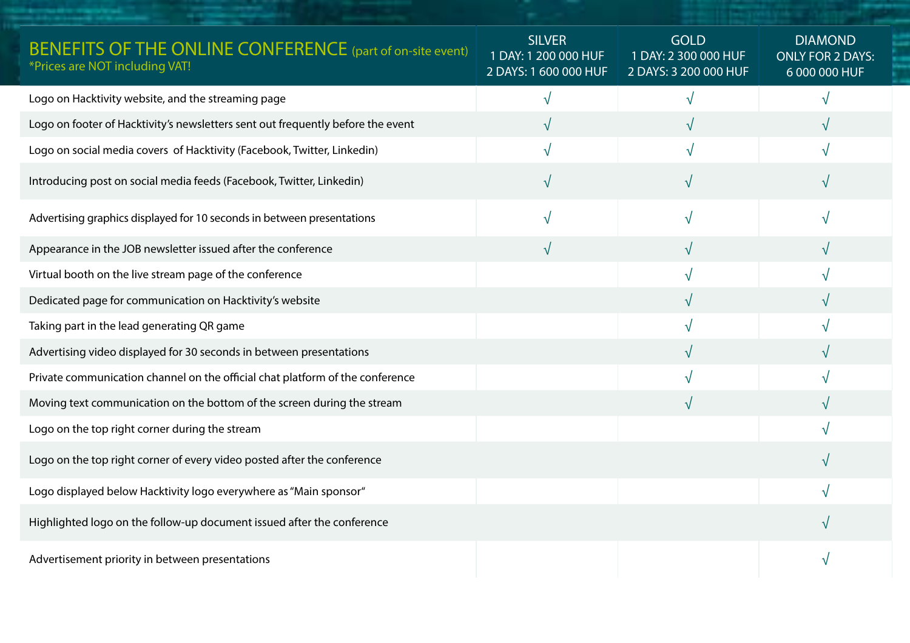| BENEFITS OF THE ONLINE CONFERENCE (part of on-site event) *Prices are NOT including VAT! | SILVER 1 DAY: 1 200 000 HUF 2 DAYS: 1 600 000 HUF | GOLD 1 DAY: 2 300 000 HUF 2 DAYS: 3 200 000 HUF | DIAMOND ONLY FOR 2 DAYS: 6 000 000 HUF |
|---|---|---|---|
| Logo on Hacktivity website, and the streaming page | √ | √ | √ |
| Logo on footer of Hacktivity's newsletters sent out frequently before the event | √ | √ | √ |
| Logo on social media covers of Hacktivity (Facebook, Twitter, Linkedin) | √ | √ | √ |
| Introducing post on social media feeds (Facebook, Twitter, Linkedin) | √ | √ | √ |
| Advertising graphics displayed for 10 seconds in between presentations | √ | √ | √ |
| Appearance in the JOB newsletter issued after the conference | √ | √ | √ |
| Virtual booth on the live stream page of the conference | | √ | √ |
| Dedicated page for communication on Hacktivity's website | | √ | √ |
| Taking part in the lead generating QR game | | √ | √ |
| Advertising video displayed for 30 seconds in between presentations | | √ | √ |
| Private communication channel on the official chat platform of the conference | | √ | √ |
| Moving text communication on the bottom of the screen during the stream | | √ | √ |
| Logo on the top right corner during the stream | | | √ |
| Logo on the top right corner of every video posted after the conference | | | √ |
| Logo displayed below Hacktivity logo everywhere as "Main sponsor" | | | √ |
| Highlighted logo on the follow-up document issued after the conference | | | √ |
| Advertisement priority in between presentations | | | √ |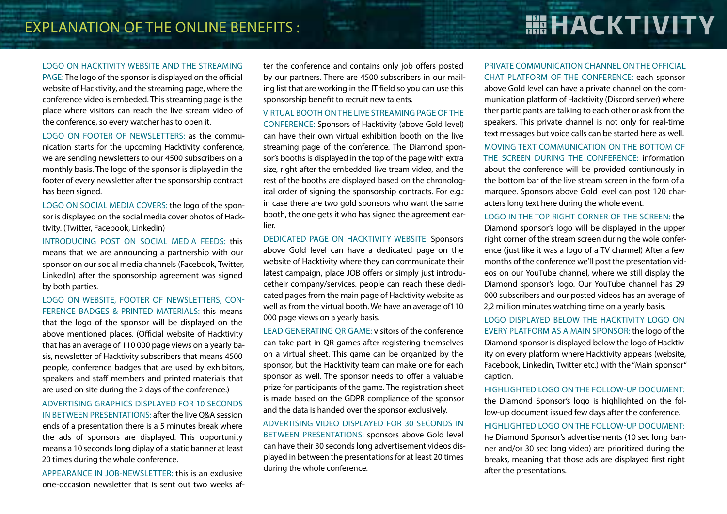# EXPLANATION OF THE ONLINE BENEFITS :

HACKTIVITY

LOGO ON HACKTIVITY WEBSITE AND THE STREAMING PAGE: The logo of the sponsor is displayed on the official website of Hacktivity, and the streaming page, where the conference video is embeded. This streaming page is the place where visitors can reach the live stream video of the conference, so every watcher has to open it.

LOGO ON FOOTER OF NEWSLETTERS: as the communication starts for the upcoming Hacktivity conference, we are sending newsletters to our 4500 subscribers on a monthly basis. The logo of the sponsor is diplayed in the footer of every newsletter after the sponsorship contract has been signed.

LOGO ON SOCIAL MEDIA COVERS: the logo of the sponsor is displayed on the social media cover photos of Hacktivity. (Twitter, Facebook, Linkedin)

INTRODUCING POST ON SOCIAL MEDIA FEEDS: this means that we are announcing a partnership with our sponsor on our social media channels (Facebook, Twitter, LinkedIn) after the sponsorship agreement was signed by both parties.

LOGO ON WEBSITE, FOOTER OF NEWSLETTERS, CONFERENCE BADGES & PRINTED MATERIALS: this means that the logo of the sponsor will be displayed on the above mentioned places. (Official website of Hacktivity that has an average of 110 000 page views on a yearly basis, newsletter of Hacktivity subscribers that means 4500 people, conference badges that are used by exhibitors, speakers and staff members and printed materials that are used on site during the 2 days of the conference.)

ADVERTISING GRAPHICS DISPLAYED FOR 10 SECONDS IN BETWEEN PRESENTATIONS: after the live Q&A session ends of a presentation there is a 5 minutes break where the ads of sponsors are displayed. This opportunity means a 10 seconds long diplay of a static banner at least 20 times during the whole conference.

APPEARANCE IN JOB-NEWSLETTER: this is an exclusive one-occasion newsletter that is sent out two weeks after the conference and contains only job offers posted by our partners. There are 4500 subscribers in our mailing list that are working in the IT field so you can use this sponsorship benefit to recruit new talents.

VIRTUAL BOOTH ON THE LIVE STREAMING PAGE OF THE CONFERENCE: Sponsors of Hacktivity (above Gold level) can have their own virtual exhibition booth on the live streaming page of the conference. The Diamond sponsor's booths is displayed in the top of the page with extra size, right after the embedded live tream video, and the rest of the booths are displayed based on the chronological order of signing the sponsorship contracts. For e.g.: in case there are two gold sponsors who want the same booth, the one gets it who has signed the agreement earlier.

DEDICATED PAGE ON HACKTIVITY WEBSITE: Sponsors above Gold level can have a dedicated page on the website of Hacktivity where they can communicate their latest campaign, place JOB offers or simply just introducetheir company/services. people can reach these dedicated pages from the main page of Hacktivity website as well as from the virtual booth. We have an average of110 000 page views on a yearly basis.

LEAD GENERATING QR GAME: visitors of the conference can take part in QR games after registering themselves on a virtual sheet. This game can be organized by the sponsor, but the Hacktivity team can make one for each sponsor as well. The sponsor needs to offer a valuable prize for participants of the game. The registration sheet is made based on the GDPR compliance of the sponsor and the data is handed over the sponsor exclusively.

ADVERTISING VIDEO DISPLAYED FOR 30 SECONDS IN BETWEEN PRESENTATIONS: sponsors above Gold level can have their 30 seconds long advertisement videos displayed in between the presentations for at least 20 times during the whole conference.

PRIVATE COMMUNICATION CHANNEL ON THE OFFICIAL CHAT PLATFORM OF THE CONFERENCE: each sponsor above Gold level can have a private channel on the communication platform of Hacktivity (Discord server) where ther participants are talking to each other or ask from the speakers. This private channel is not only for real-time text messages but voice calls can be started here as well.

MOVING TEXT COMMUNICATION ON THE BOTTOM OF THE SCREEN DURING THE CONFERENCE: information about the conference will be provided contiunously in the bottom bar of the live stream screen in the form of a marquee. Sponsors above Gold level can post 120 characters long text here during the whole event.

LOGO IN THE TOP RIGHT CORNER OF THE SCREEN: the Diamond sponsor's logo will be displayed in the upper right corner of the stream screen during the wole conference (just like it was a logo of a TV channel) After a few months of the conference we'll post the presentation videos on our YouTube channel, where we still display the Diamond sponsor's logo. Our YouTube channel has 29 000 subscribers and our posted videos has an average of 2,2 million minutes watching time on a yearly basis.

LOGO DISPLAYED BELOW THE HACKTIVITY LOGO ON EVERY PLATFORM AS A MAIN SPONSOR: the logo of the Diamond sponsor is displayed below the logo of Hacktivity on every platform where Hacktivity appears (website, Facebook, Linkedin, Twitter etc.) with the "Main sponsor" caption.

HIGHLIGHTED LOGO ON THE FOLLOW-UP DOCUMENT: the Diamond Sponsor's logo is highlighted on the follow-up document issued few days after the conference.

HIGHLIGHTED LOGO ON THE FOLLOW-UP DOCUMENT: he Diamond Sponsor's advertisements (10 sec long banner and/or 30 sec long video) are prioritized during the breaks, meaning that those ads are displayed first right after the presentations.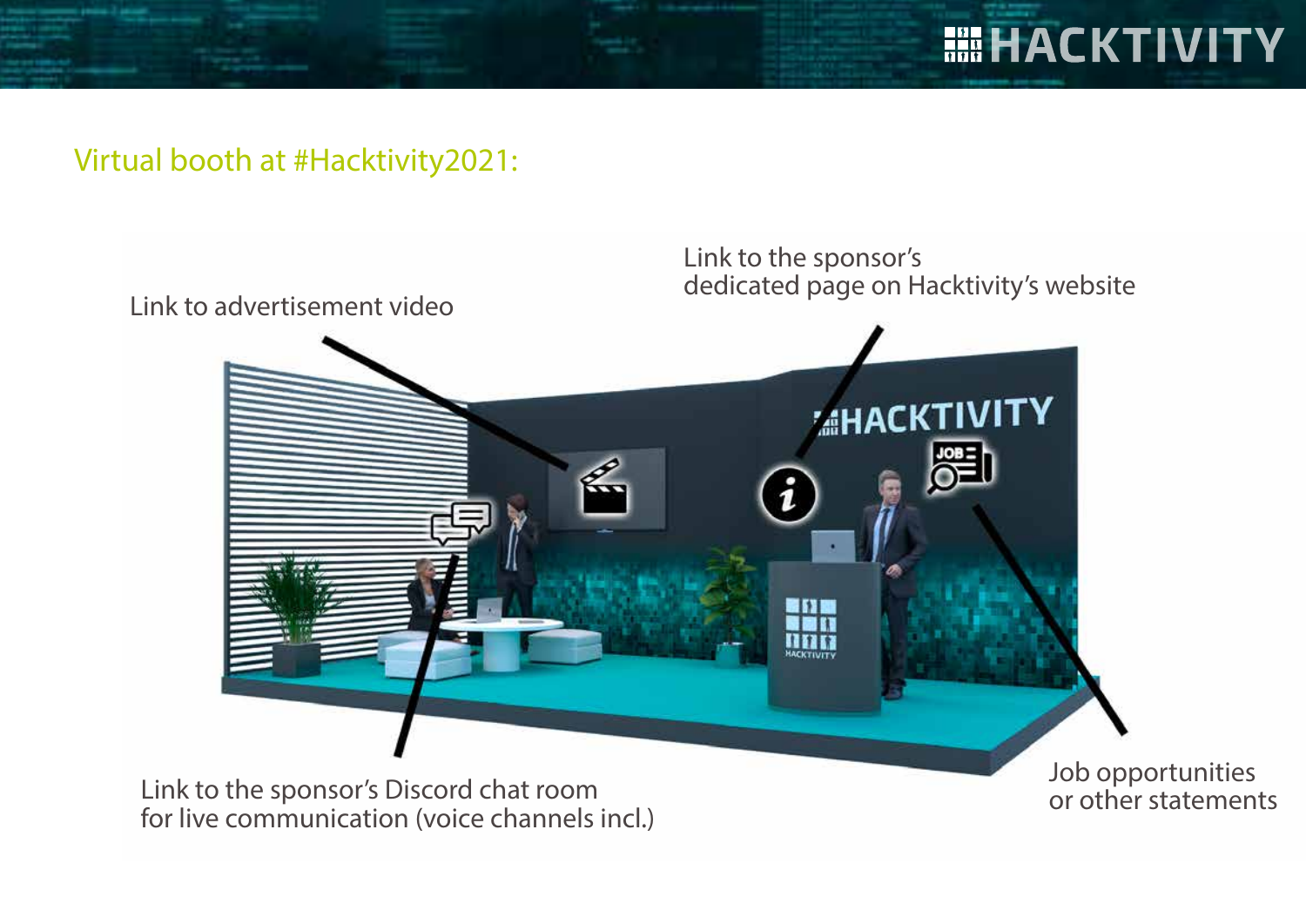## Virtual booth at #Hacktivity2021:

Link to advertisement video

Link to the sponsor's dedicated page on Hacktivity's website

Link to the sponsor's Discord chat room for live communication (voice channels incl.)

Job opportunities or other statements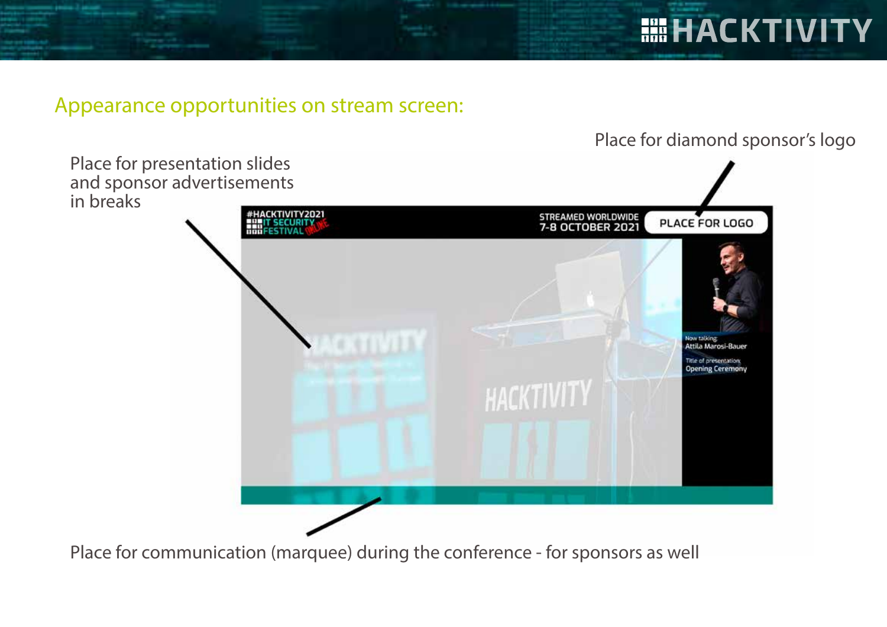## Appearance opportunities on stream screen:

Place for diamond sponsor's logo

Place for presentation slides and sponsor advertisements in breaks

#HACKTIVITY2021
IT SECURITY FESTIVAL ONLINE

STREAMED WORLDWIDE
7-8 OCTOBER 2021

PLACE FOR LOGO

Now talking:
Attila Marosi-Bauer

Title of presentation:
Opening Ceremony

Place for communication (marquee) during the conference - for sponsors as well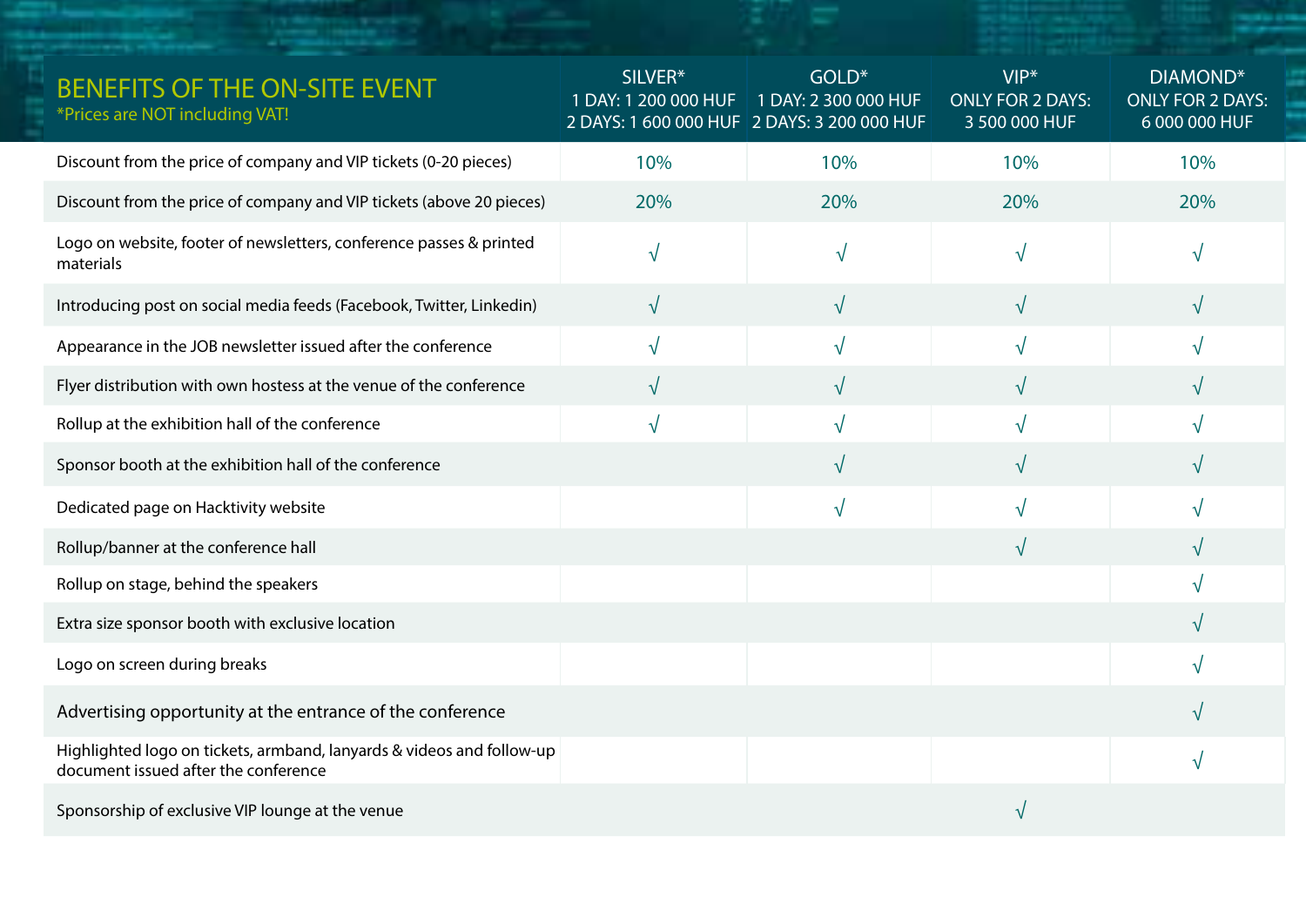| BENEFITS OF THE ON-SITE EVENT *Prices are NOT including VAT! | SILVER* 1 DAY: 1 200 000 HUF 2 DAYS: 1 600 000 HUF | GOLD* 1 DAY: 2 300 000 HUF 2 DAYS: 3 200 000 HUF | VIP* ONLY FOR 2 DAYS: 3 500 000 HUF | DIAMOND* ONLY FOR 2 DAYS: 6 000 000 HUF |
|---|---|---|---|---|
| Discount from the price of company and VIP tickets (0-20 pieces) | 10% | 10% | 10% | 10% |
| Discount from the price of company and VIP tickets (above 20 pieces) | 20% | 20% | 20% | 20% |
| Logo on website, footer of newsletters, conference passes & printed materials | √ | √ | √ | √ |
| Introducing post on social media feeds (Facebook, Twitter, Linkedin) | √ | √ | √ | √ |
| Appearance in the JOB newsletter issued after the conference | √ | √ | √ | √ |
| Flyer distribution with own hostess at the venue of the conference | √ | √ | √ | √ |
| Rollup at the exhibition hall of the conference | √ | √ | √ | √ |
| Sponsor booth at the exhibition hall of the conference | | √ | √ | √ |
| Dedicated page on Hacktivity website | | √ | √ | √ |
| Rollup/banner at the conference hall | | | √ | √ |
| Rollup on stage, behind the speakers | | | | √ |
| Extra size sponsor booth with exclusive location | | | | √ |
| Logo on screen during breaks | | | | √ |
| Advertising opportunity at the entrance of the conference | | | | √ |
| Highlighted logo on tickets, armband, lanyards & videos and follow-up document issued after the conference | | | | √ |
| Sponsorship of exclusive VIP lounge at the venue | | | √ | |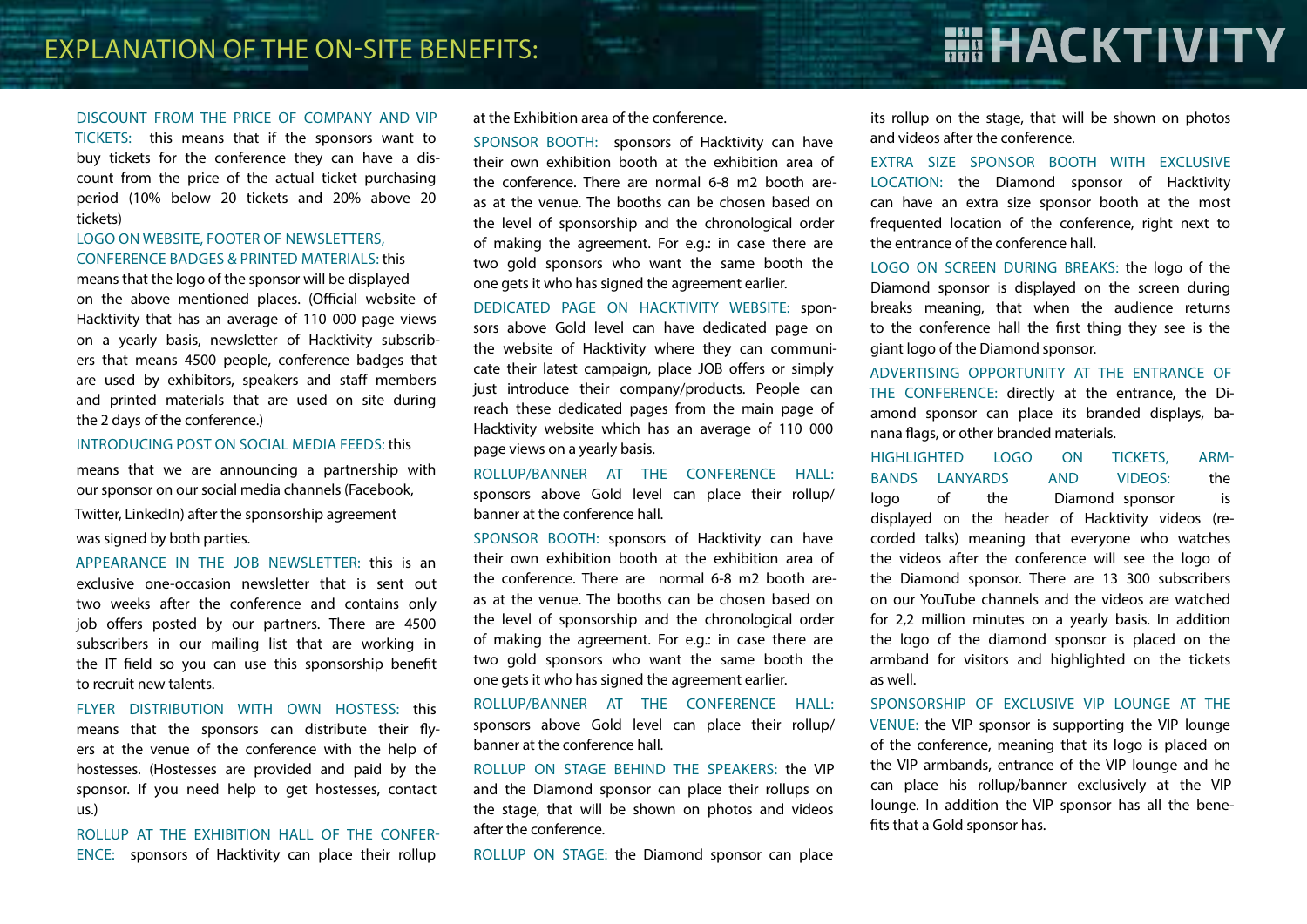# EXPLANATION OF THE ON-SITE BENEFITS:

DISCOUNT FROM THE PRICE OF COMPANY AND VIP TICKETS: this means that if the sponsors want to buy tickets for the conference they can have a discount from the price of the actual ticket purchasing period (10% below 20 tickets and 20% above 20 tickets)

LOGO ON WEBSITE, FOOTER OF NEWSLETTERS, CONFERENCE BADGES & PRINTED MATERIALS: this means that the logo of the sponsor will be displayed on the above mentioned places. (Official website of Hacktivity that has an average of 110 000 page views on a yearly basis, newsletter of Hacktivity subscribers that means 4500 people, conference badges that are used by exhibitors, speakers and staff members and printed materials that are used on site during the 2 days of the conference.)

INTRODUCING POST ON SOCIAL MEDIA FEEDS: this means that we are announcing a partnership with our sponsor on our social media channels (Facebook, Twitter, LinkedIn) after the sponsorship agreement was signed by both parties.

APPEARANCE IN THE JOB NEWSLETTER: this is an exclusive one-occasion newsletter that is sent out two weeks after the conference and contains only job offers posted by our partners. There are 4500 subscribers in our mailing list that are working in the IT field so you can use this sponsorship benefit to recruit new talents.

FLYER DISTRIBUTION WITH OWN HOSTESS: this means that the sponsors can distribute their flyers at the venue of the conference with the help of hostesses. (Hostesses are provided and paid by the sponsor. If you need help to get hostesses, contact us.)

ROLLUP AT THE EXHIBITION HALL OF THE CONFERENCE: sponsors of Hacktivity can place their rollup at the Exhibition area of the conference.

SPONSOR BOOTH: sponsors of Hacktivity can have their own exhibition booth at the exhibition area of the conference. There are normal 6-8 m2 booth areas at the venue. The booths can be chosen based on the level of sponsorship and the chronological order of making the agreement. For e.g.: in case there are two gold sponsors who want the same booth the one gets it who has signed the agreement earlier.

DEDICATED PAGE ON HACKTIVITY WEBSITE: sponsors above Gold level can have dedicated page on the website of Hacktivity where they can communicate their latest campaign, place JOB offers or simply just introduce their company/products. People can reach these dedicated pages from the main page of Hacktivity website which has an average of 110 000 page views on a yearly basis.

ROLLUP/BANNER AT THE CONFERENCE HALL: sponsors above Gold level can place their rollup/banner at the conference hall.

SPONSOR BOOTH: sponsors of Hacktivity can have their own exhibition booth at the exhibition area of the conference. There are normal 6-8 m2 booth areas at the venue. The booths can be chosen based on the level of sponsorship and the chronological order of making the agreement. For e.g.: in case there are two gold sponsors who want the same booth the one gets it who has signed the agreement earlier.

ROLLUP/BANNER AT THE CONFERENCE HALL: sponsors above Gold level can place their rollup/banner at the conference hall.

ROLLUP ON STAGE BEHIND THE SPEAKERS: the VIP and the Diamond sponsor can place their rollups on the stage, that will be shown on photos and videos after the conference.

ROLLUP ON STAGE: the Diamond sponsor can place its rollup on the stage, that will be shown on photos and videos after the conference.

EXTRA SIZE SPONSOR BOOTH WITH EXCLUSIVE LOCATION: the Diamond sponsor of Hacktivity can have an extra size sponsor booth at the most frequented location of the conference, right next to the entrance of the conference hall.

LOGO ON SCREEN DURING BREAKS: the logo of the Diamond sponsor is displayed on the screen during breaks meaning, that when the audience returns to the conference hall the first thing they see is the giant logo of the Diamond sponsor.

ADVERTISING OPPORTUNITY AT THE ENTRANCE OF THE CONFERENCE: directly at the entrance, the Diamond sponsor can place its branded displays, banana flags, or other branded materials.

HIGHLIGHTED LOGO ON TICKETS, ARMBANDS LANYARDS AND VIDEOS: the logo of the Diamond sponsor is displayed on the header of Hacktivity videos (recorded talks) meaning that everyone who watches the videos after the conference will see the logo of the Diamond sponsor. There are 13 300 subscribers on our YouTube channels and the videos are watched for 2,2 million minutes on a yearly basis. In addition the logo of the diamond sponsor is placed on the armband for visitors and highlighted on the tickets as well.

SPONSORSHIP OF EXCLUSIVE VIP LOUNGE AT THE VENUE: the VIP sponsor is supporting the VIP lounge of the conference, meaning that its logo is placed on the VIP armbands, entrance of the VIP lounge and he can place his rollup/banner exclusively at the VIP lounge. In addition the VIP sponsor has all the benefits that a Gold sponsor has.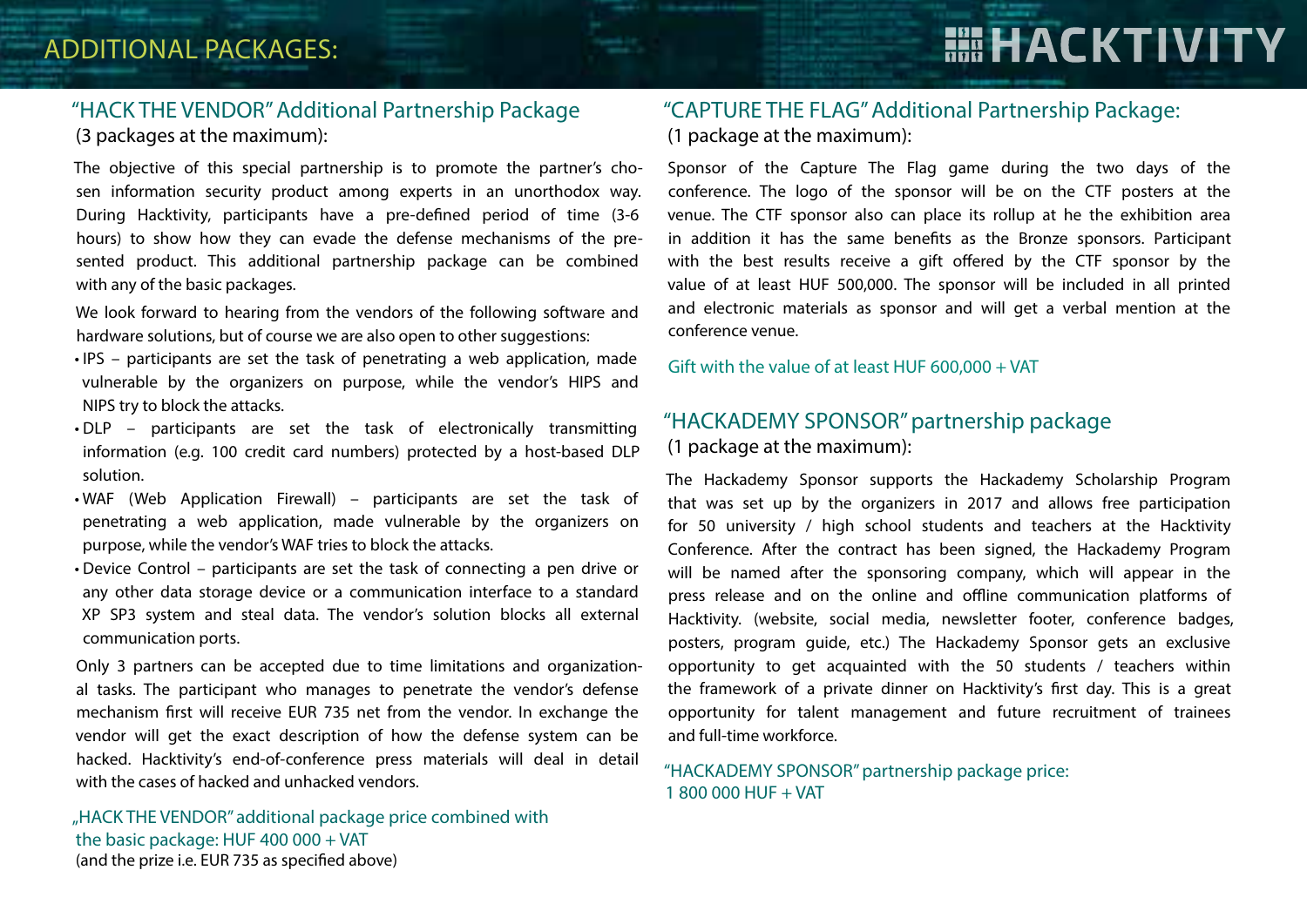# ADDITIONAL PACKAGES:

## "HACK THE VENDOR" Additional Partnership Package

(3 packages at the maximum):

The objective of this special partnership is to promote the partner's chosen information security product among experts in an unorthodox way. During Hacktivity, participants have a pre-defined period of time (3-6 hours) to show how they can evade the defense mechanisms of the presented product. This additional partnership package can be combined with any of the basic packages.

We look forward to hearing from the vendors of the following software and hardware solutions, but of course we are also open to other suggestions:

- IPS – participants are set the task of penetrating a web application, made vulnerable by the organizers on purpose, while the vendor's HIPS and NIPS try to block the attacks.
- DLP – participants are set the task of electronically transmitting information (e.g. 100 credit card numbers) protected by a host-based DLP solution.
- WAF (Web Application Firewall) – participants are set the task of penetrating a web application, made vulnerable by the organizers on purpose, while the vendor's WAF tries to block the attacks.
- Device Control – participants are set the task of connecting a pen drive or any other data storage device or a communication interface to a standard XP SP3 system and steal data. The vendor's solution blocks all external communication ports.

Only 3 partners can be accepted due to time limitations and organizational tasks. The participant who manages to penetrate the vendor's defense mechanism first will receive EUR 735 net from the vendor. In exchange the vendor will get the exact description of how the defense system can be hacked. Hacktivity's end-of-conference press materials will deal in detail with the cases of hacked and unhacked vendors.

„HACK THE VENDOR" additional package price combined with the basic package: HUF 400 000 + VAT
(and the prize i.e. EUR 735 as specified above)

## "CAPTURE THE FLAG" Additional Partnership Package:

(1 package at the maximum):

Sponsor of the Capture The Flag game during the two days of the conference. The logo of the sponsor will be on the CTF posters at the venue. The CTF sponsor also can place its rollup at he the exhibition area in addition it has the same benefits as the Bronze sponsors. Participant with the best results receive a gift offered by the CTF sponsor by the value of at least HUF 500,000. The sponsor will be included in all printed and electronic materials as sponsor and will get a verbal mention at the conference venue.

Gift with the value of at least HUF 600,000 + VAT

## "HACKADEMY SPONSOR" partnership package

(1 package at the maximum):

The Hackademy Sponsor supports the Hackademy Scholarship Program that was set up by the organizers in 2017 and allows free participation for 50 university / high school students and teachers at the Hacktivity Conference. After the contract has been signed, the Hackademy Program will be named after the sponsoring company, which will appear in the press release and on the online and offline communication platforms of Hacktivity. (website, social media, newsletter footer, conference badges, posters, program guide, etc.) The Hackademy Sponsor gets an exclusive opportunity to get acquainted with the 50 students / teachers within the framework of a private dinner on Hacktivity's first day. This is a great opportunity for talent management and future recruitment of trainees and full-time workforce.

"HACKADEMY SPONSOR" partnership package price:
1 800 000 HUF + VAT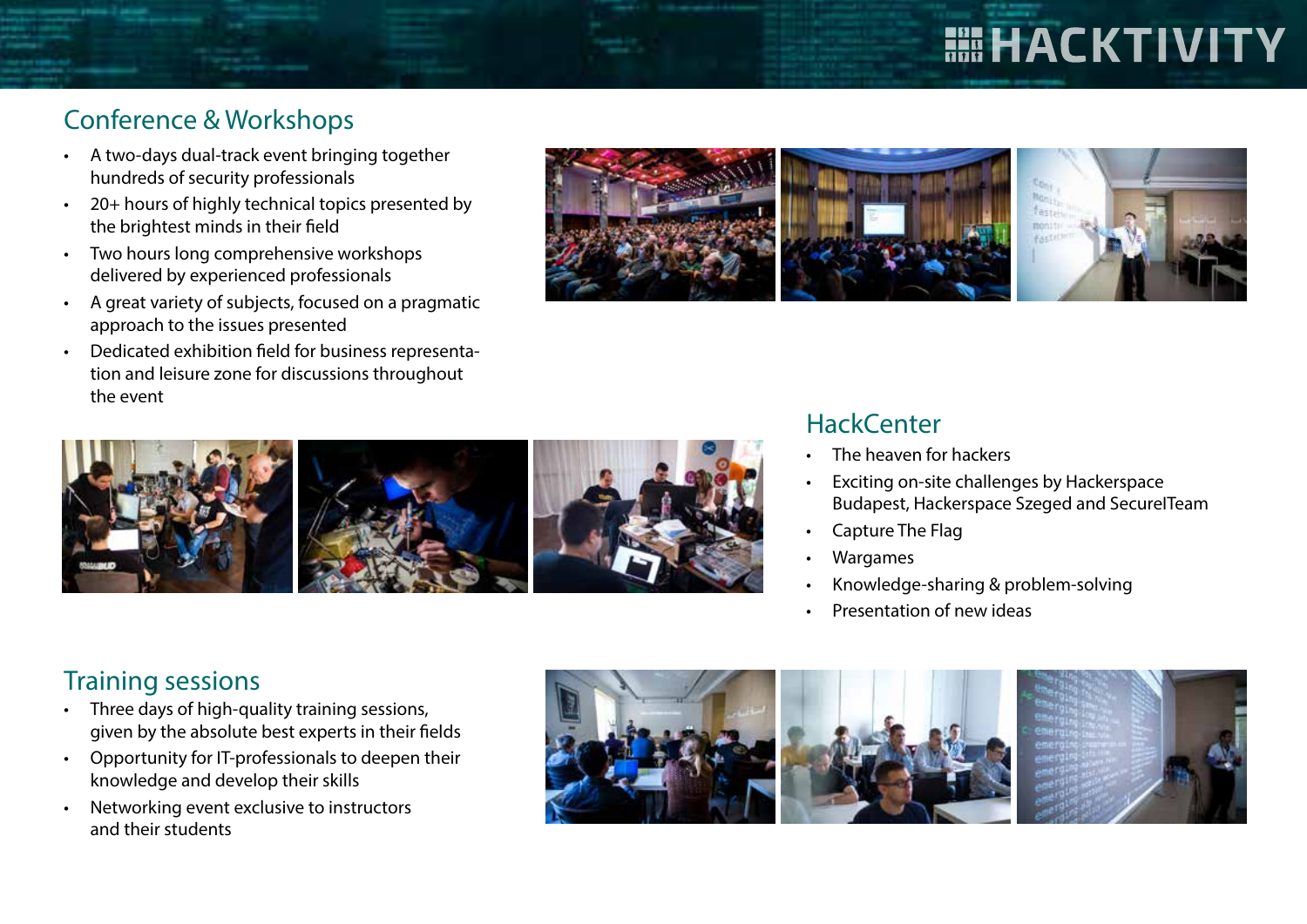## Conference & Workshops

- A two-days dual-track event bringing together hundreds of security professionals
- 20+ hours of highly technical topics presented by the brightest minds in their field
- Two hours long comprehensive workshops delivered by experienced professionals
- A great variety of subjects, focused on a pragmatic approach to the issues presented
- Dedicated exhibition field for business representation and leisure zone for discussions throughout the event

## HackCenter

- The heaven for hackers
- Exciting on-site challenges by Hackerspace Budapest, Hackerspace Szeged and SecureITeam
- Capture The Flag
- Wargames
- Knowledge-sharing & problem-solving
- Presentation of new ideas

## Training sessions

- Three days of high-quality training sessions, given by the absolute best experts in their fields
- Opportunity for IT-professionals to deepen their knowledge and develop their skills
- Networking event exclusive to instructors and their students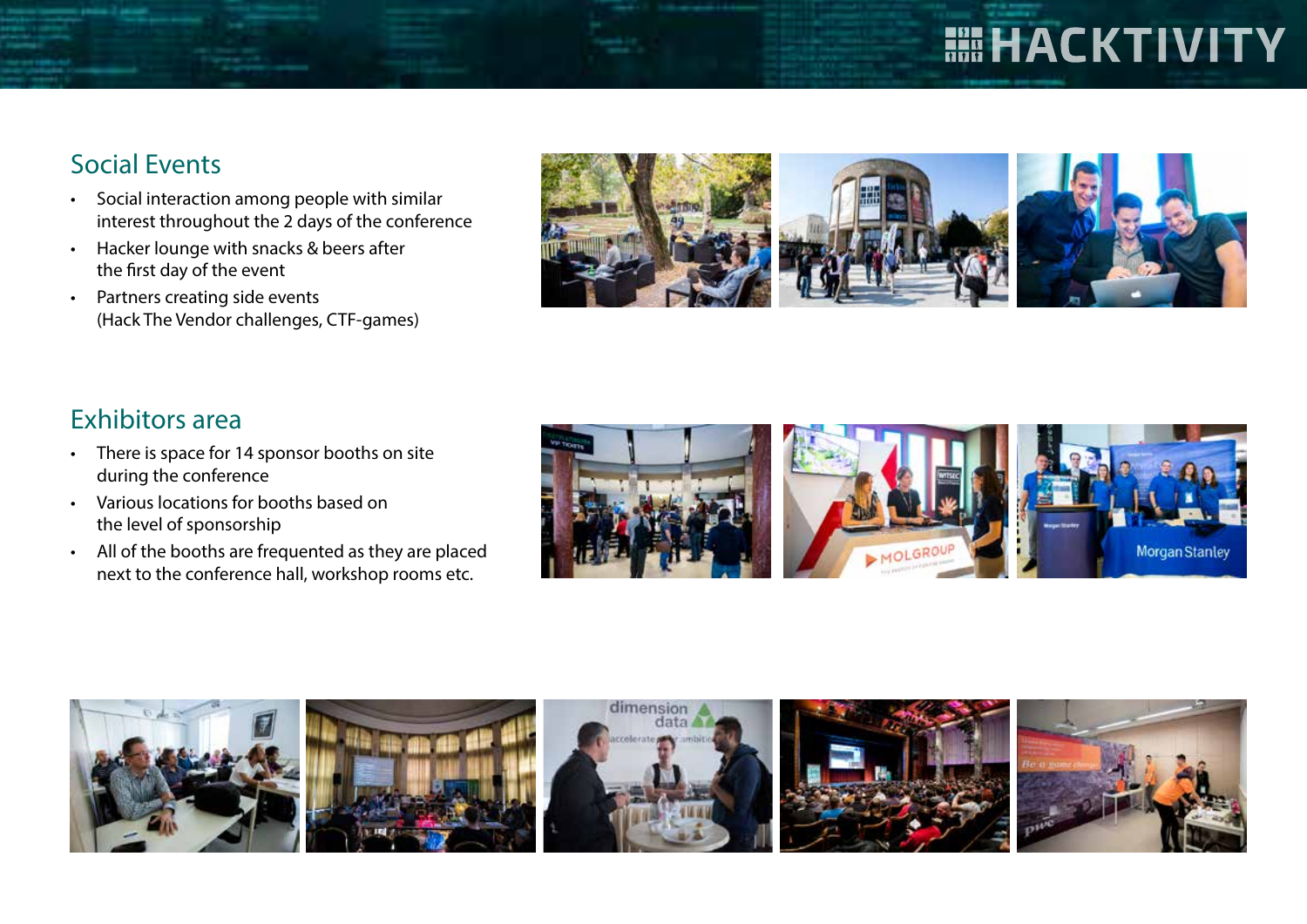## Social Events

- Social interaction among people with similar interest throughout the 2 days of the conference
- Hacker lounge with snacks & beers after the first day of the event
- Partners creating side events (Hack The Vendor challenges, CTF-games)

## Exhibitors area

- There is space for 14 sponsor booths on site during the conference
- Various locations for booths based on the level of sponsorship
- All of the booths are frequented as they are placed next to the conference hall, workshop rooms etc.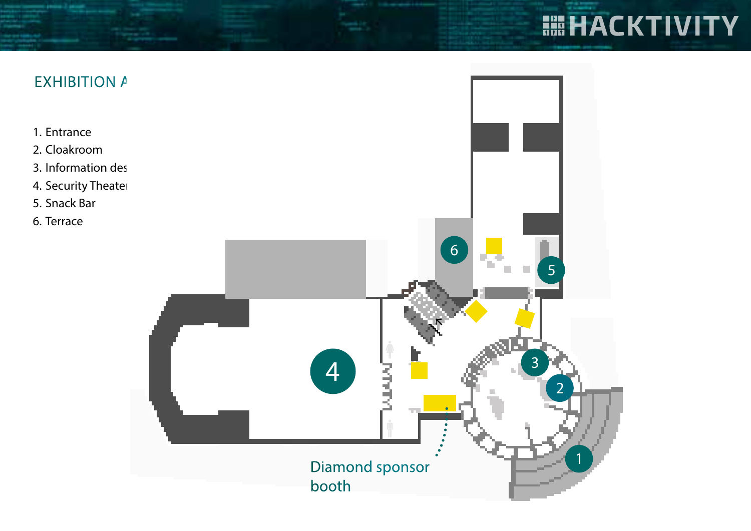## EXHIBITION A

1. Entrance
2. Cloakroom
3. Information des
4. Security Theate
5. Snack Bar
6. Terrace

Diamond sponsor booth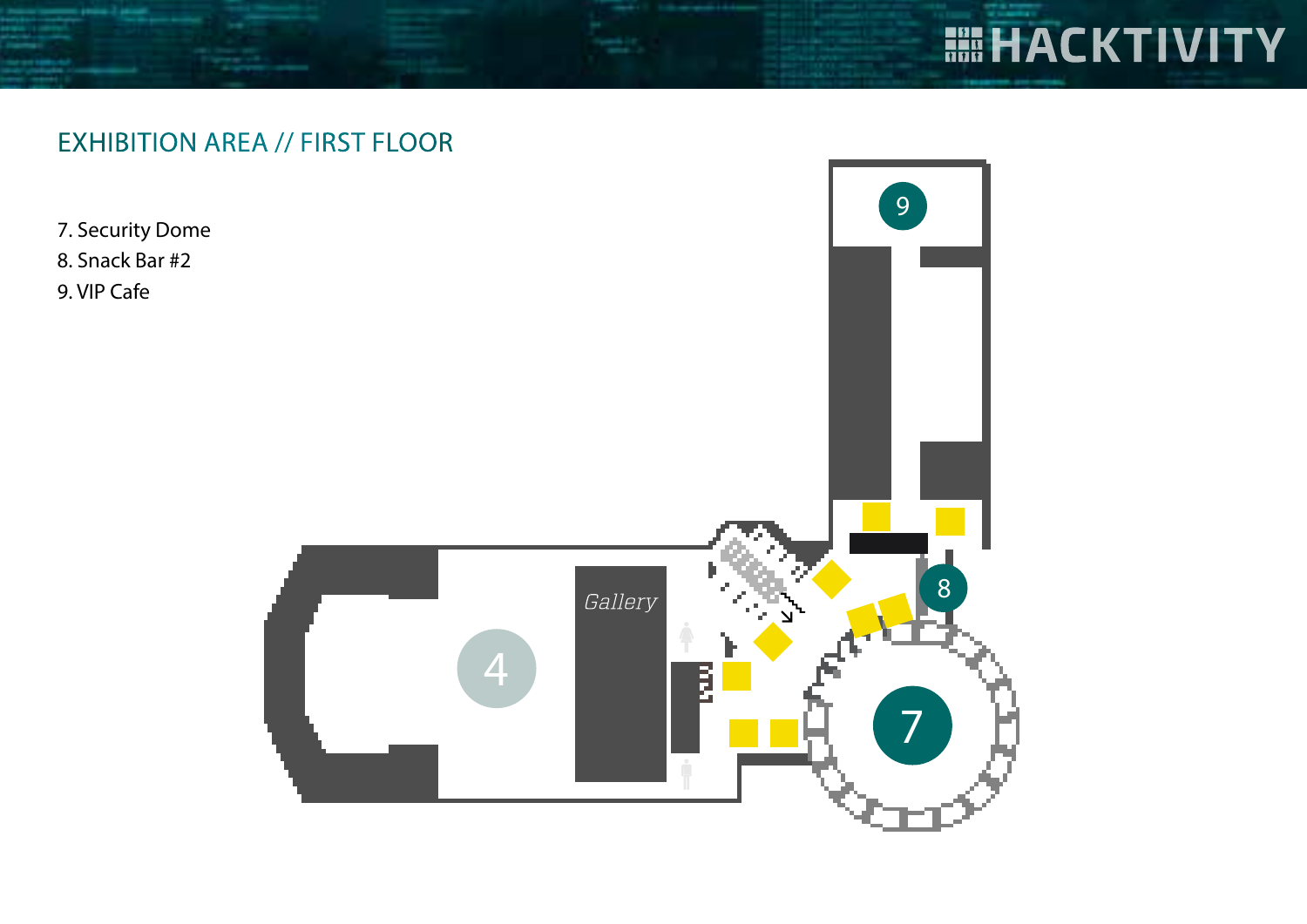## EXHIBITION AREA // FIRST FLOOR

7. Security Dome
8. Snack Bar #2
9. VIP Cafe

Gallery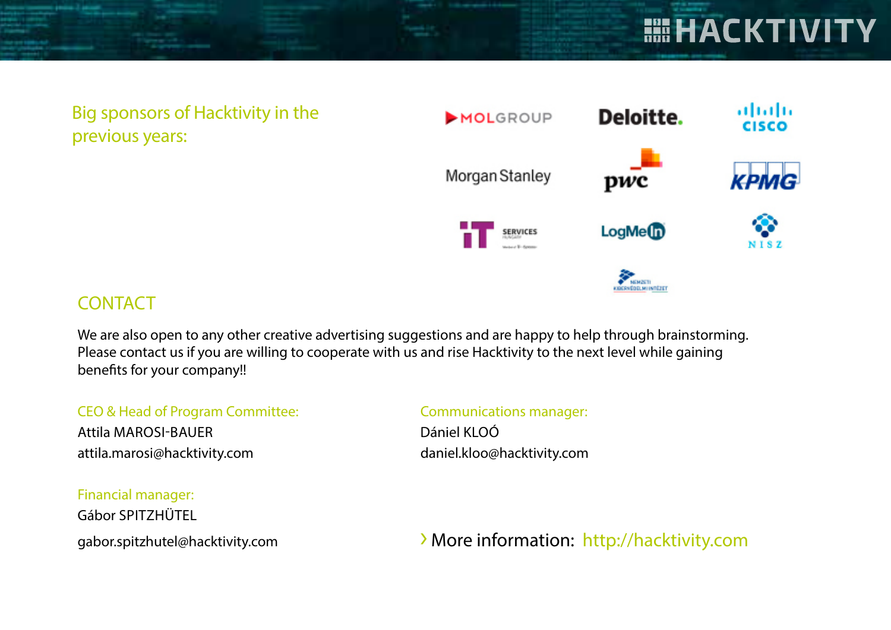Big sponsors of Hacktivity in the previous years:

## CONTACT

We are also open to any other creative advertising suggestions and are happy to help through brainstorming. Please contact us if you are willing to cooperate with us and rise Hacktivity to the next level while gaining benefits for your company!!

CEO & Head of Program Committee:
Attila MAROSI-BAUER
attila.marosi@hacktivity.com

Communications manager:
Dániel KLOÓ
daniel.kloo@hacktivity.com

Financial manager:
Gábor SPITZHÜTEL
gabor.spitzhutel@hacktivity.com

› More information: http://hacktivity.com